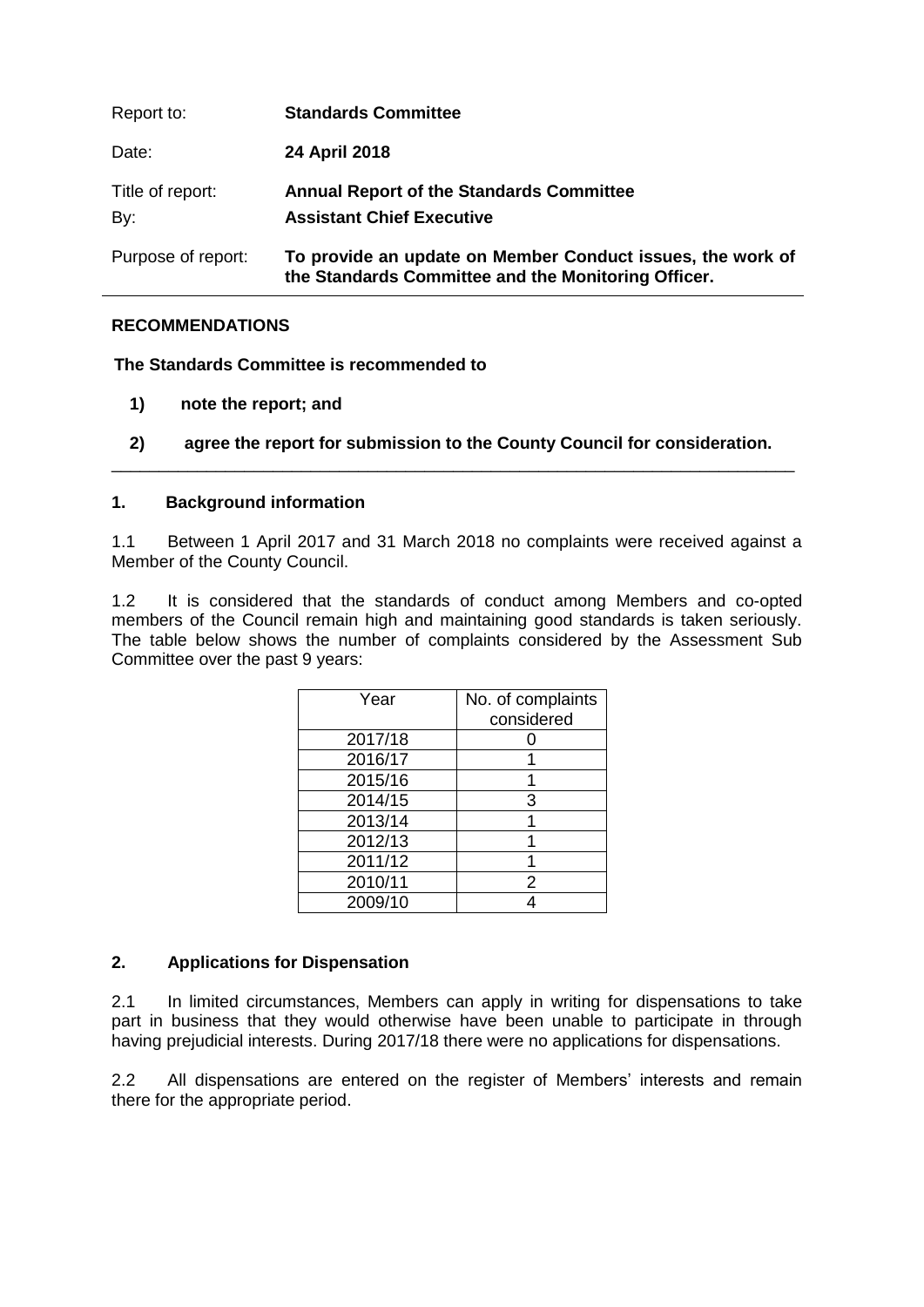| | |
|---|---|
| Report to: | **Standards Committee** |
| Date: | **24 April 2018** |
| Title of report: | **Annual Report of the Standards Committee** |
| By: | **Assistant Chief Executive** |
| Purpose of report: | **To provide an update on Member Conduct issues, the work of the Standards Committee and the Monitoring Officer.** |

**RECOMMENDATIONS**

**The Standards Committee is recommended to**

1) **note the report; and**

2) **agree the report for submission to the County Council for consideration.**

---

## 1. Background information

1.1 Between 1 April 2017 and 31 March 2018 no complaints were received against a Member of the County Council.

1.2 It is considered that the standards of conduct among Members and co-opted members of the Council remain high and maintaining good standards is taken seriously. The table below shows the number of complaints considered by the Assessment Sub Committee over the past 9 years:

| Year | No. of complaints considered |
|---|---|
| 2017/18 | 0 |
| 2016/17 | 1 |
| 2015/16 | 1 |
| 2014/15 | 3 |
| 2013/14 | 1 |
| 2012/13 | 1 |
| 2011/12 | 1 |
| 2010/11 | 2 |
| 2009/10 | 4 |

## 2. Applications for Dispensation

2.1 In limited circumstances, Members can apply in writing for dispensations to take part in business that they would otherwise have been unable to participate in through having prejudicial interests. During 2017/18 there were no applications for dispensations.

2.2 All dispensations are entered on the register of Members' interests and remain there for the appropriate period.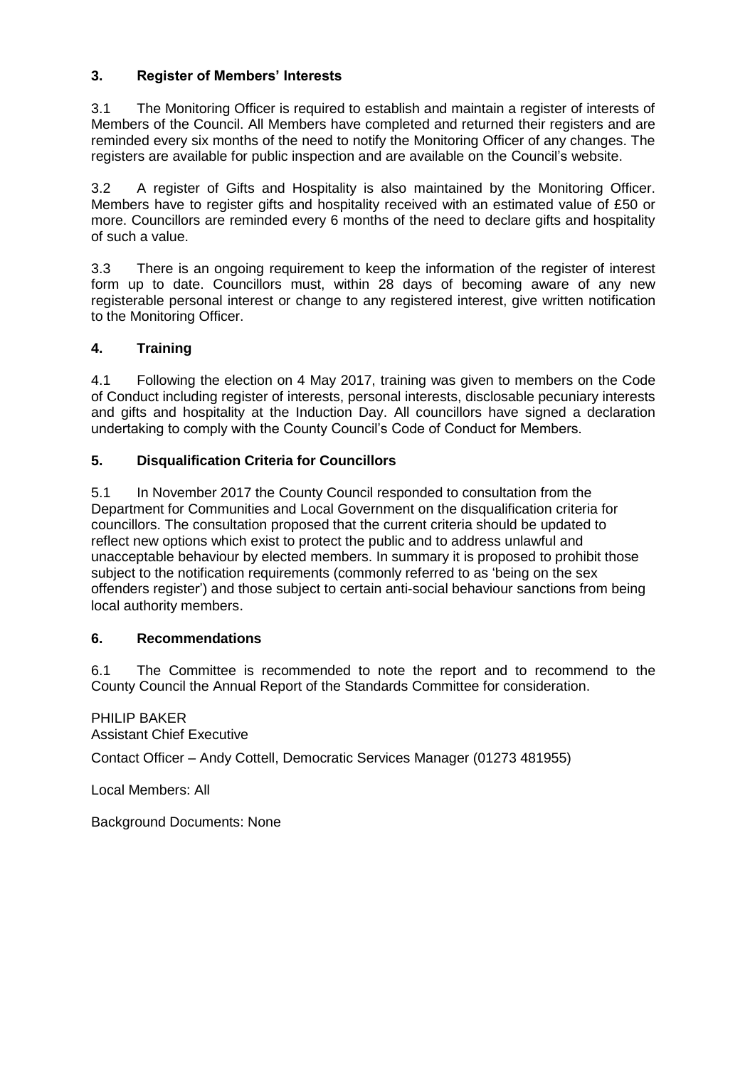## 3. Register of Members' Interests

3.1 The Monitoring Officer is required to establish and maintain a register of interests of Members of the Council. All Members have completed and returned their registers and are reminded every six months of the need to notify the Monitoring Officer of any changes. The registers are available for public inspection and are available on the Council's website.

3.2 A register of Gifts and Hospitality is also maintained by the Monitoring Officer. Members have to register gifts and hospitality received with an estimated value of £50 or more. Councillors are reminded every 6 months of the need to declare gifts and hospitality of such a value.

3.3 There is an ongoing requirement to keep the information of the register of interest form up to date. Councillors must, within 28 days of becoming aware of any new registerable personal interest or change to any registered interest, give written notification to the Monitoring Officer.

## 4. Training

4.1 Following the election on 4 May 2017, training was given to members on the Code of Conduct including register of interests, personal interests, disclosable pecuniary interests and gifts and hospitality at the Induction Day. All councillors have signed a declaration undertaking to comply with the County Council's Code of Conduct for Members.

## 5. Disqualification Criteria for Councillors

5.1 In November 2017 the County Council responded to consultation from the Department for Communities and Local Government on the disqualification criteria for councillors. The consultation proposed that the current criteria should be updated to reflect new options which exist to protect the public and to address unlawful and unacceptable behaviour by elected members. In summary it is proposed to prohibit those subject to the notification requirements (commonly referred to as 'being on the sex offenders register') and those subject to certain anti-social behaviour sanctions from being local authority members.

## 6. Recommendations

6.1 The Committee is recommended to note the report and to recommend to the County Council the Annual Report of the Standards Committee for consideration.

PHILIP BAKER
Assistant Chief Executive

Contact Officer – Andy Cottell, Democratic Services Manager (01273 481955)

Local Members: All

Background Documents: None